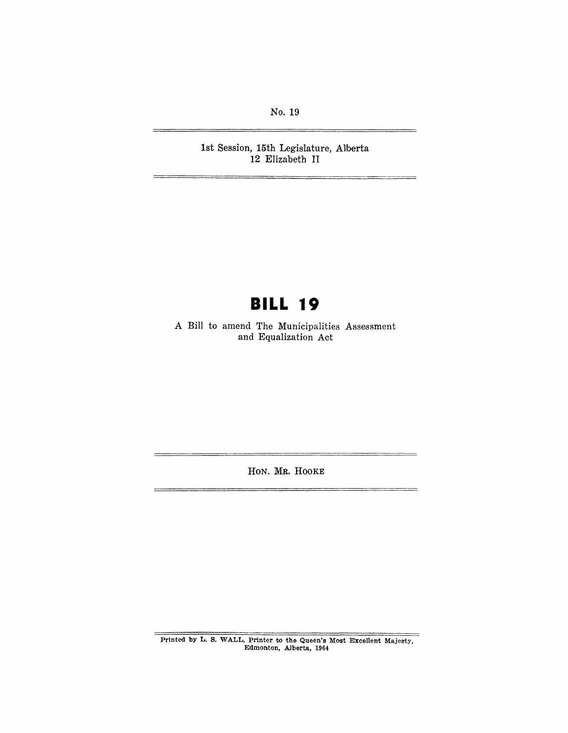No. 19

1st Session, 15th Legislature, Alberta
12 Elizabeth II

# BILL 19

A Bill to amend The Municipalities Assessment and Equalization Act

HON. MR. HOOKE

Printed by L. S. WALL, Printer to the Queen's Most Excellent Majesty, Edmonton, Alberta, 1964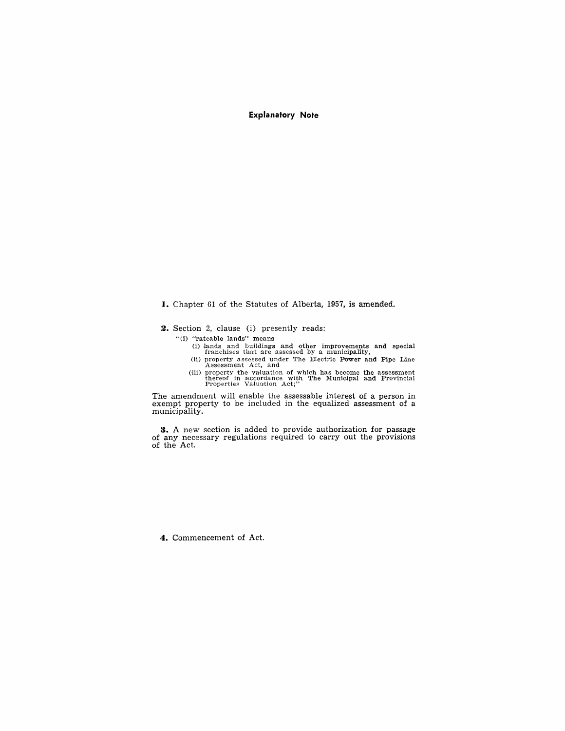**Explanatory Note**

**1.** Chapter 61 of the Statutes of Alberta, 1957, is amended.

**2.** Section 2, clause (i) presently reads:

"(i) "rateable lands" means

(i) lands and buildings and other improvements and special franchises that are assessed by a municipality,

(ii) property assessed under The Electric Power and Pipe Line Assessment Act, and

(iii) property the valuation of which has become the assessment thereof in accordance with The Municipal and Provincial Properties Valuation Act;"

The amendment will enable the assessable interest of a person in exempt property to be included in the equalized assessment of a municipality.

**3.** A new section is added to provide authorization for passage of any necessary regulations required to carry out the provisions of the Act.

**4.** Commencement of Act.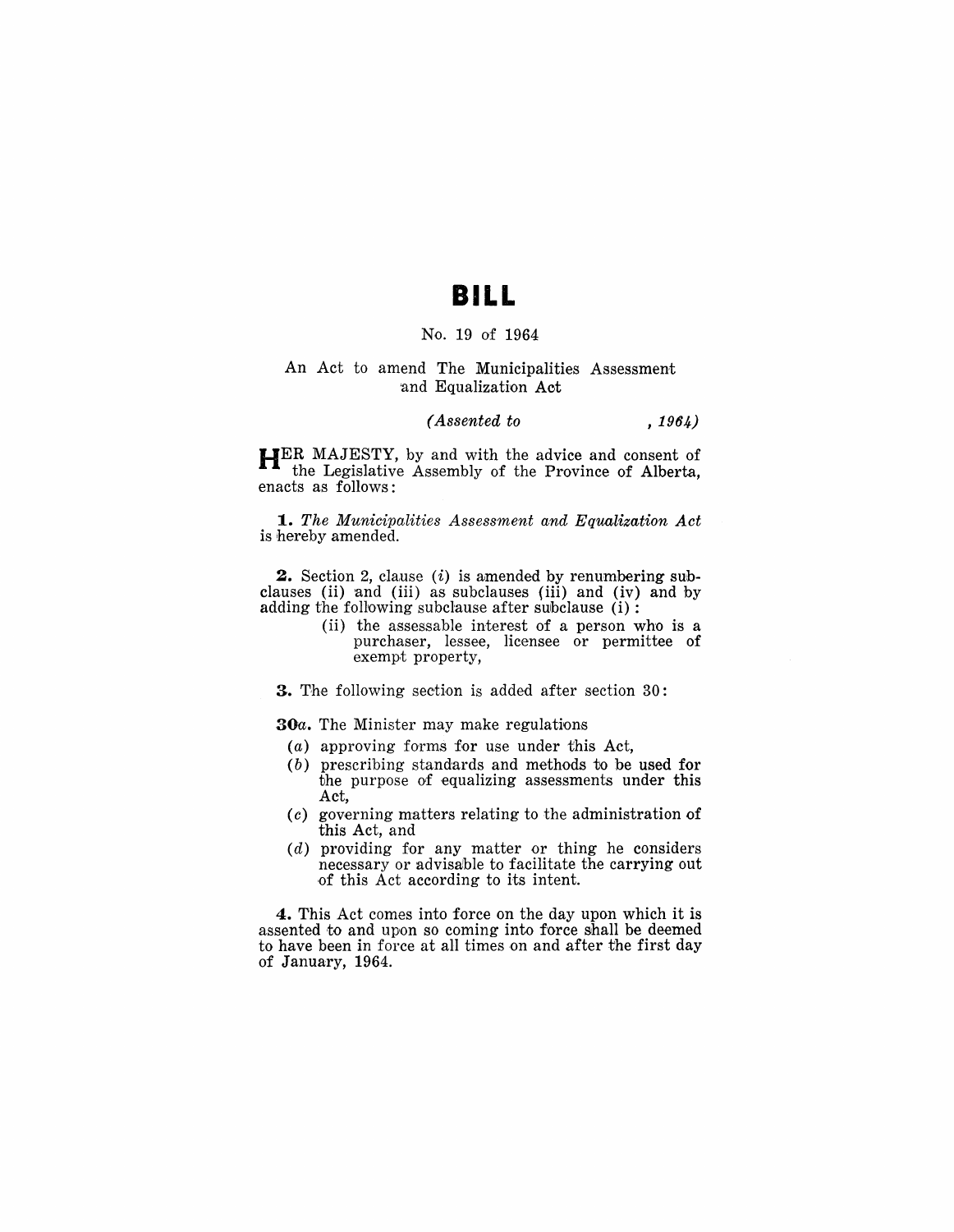# BILL

No. 19 of 1964

An Act to amend The Municipalities Assessment and Equalization Act

*(Assented to , 1964)*

HER MAJESTY, by and with the advice and consent of the Legislative Assembly of the Province of Alberta, enacts as follows:

**1.** *The Municipalities Assessment and Equalization Act* is hereby amended.

**2.** Section 2, clause (*i*) is amended by renumbering subclauses (ii) and (iii) as subclauses (iii) and (iv) and by adding the following subclause after subclause (i):

> (ii) the assessable interest of a person who is a purchaser, lessee, licensee or permittee of exempt property,

**3.** The following section is added after section 30:

**30*a*.** The Minister may make regulations

> (*a*) approving forms for use under this Act,
>
> (*b*) prescribing standards and methods to be used for the purpose of equalizing assessments under this Act,
>
> (*c*) governing matters relating to the administration of this Act, and
>
> (*d*) providing for any matter or thing he considers necessary or advisable to facilitate the carrying out of this Act according to its intent.

**4.** This Act comes into force on the day upon which it is assented to and upon so coming into force shall be deemed to have been in force at all times on and after the first day of January, 1964.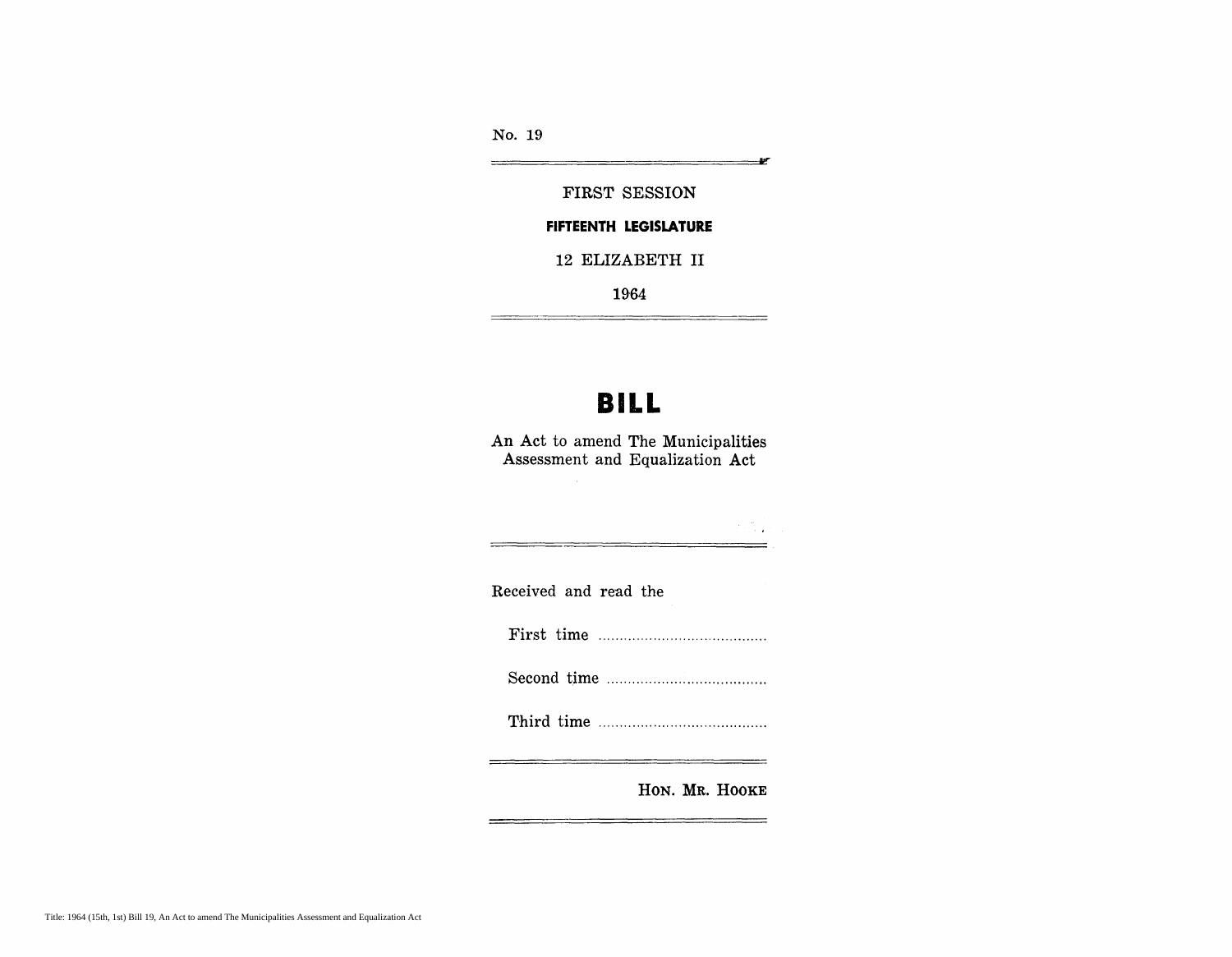No. 19

FIRST SESSION

**FIFTEENTH LEGISLATURE**

12 ELIZABETH II

1964

# BILL

An Act to amend The Municipalities Assessment and Equalization Act

Received and read the

First time ........................................

Second time ......................................

Third time ........................................

HON. MR. HOOKE

Title: 1964 (15th, 1st) Bill 19, An Act to amend The Municipalities Assessment and Equalization Act